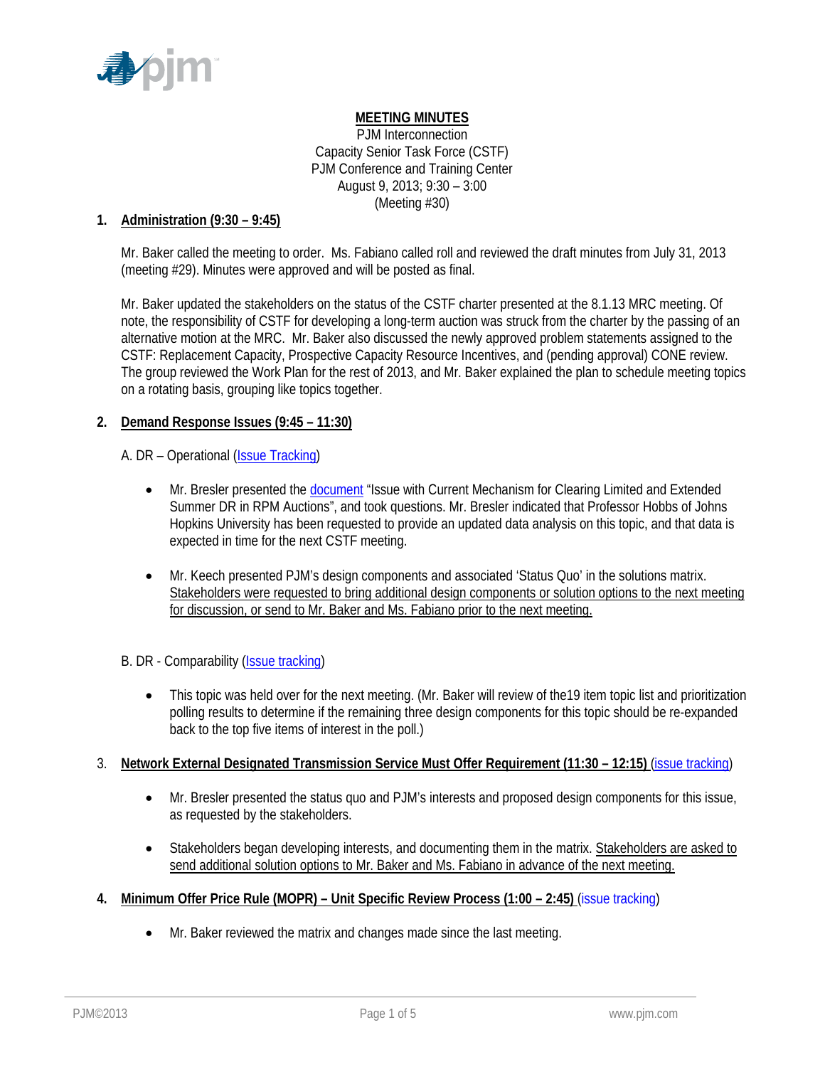**MEETING MINUTES**

PJM Interconnection
Capacity Senior Task Force (CSTF)
PJM Conference and Training Center
August 9, 2013; 9:30 – 3:00
(Meeting #30)

## 1. Administration (9:30 – 9:45)

Mr. Baker called the meeting to order. Ms. Fabiano called roll and reviewed the draft minutes from July 31, 2013 (meeting #29). Minutes were approved and will be posted as final.

Mr. Baker updated the stakeholders on the status of the CSTF charter presented at the 8.1.13 MRC meeting. Of note, the responsibility of CSTF for developing a long-term auction was struck from the charter by the passing of an alternative motion at the MRC. Mr. Baker also discussed the newly approved problem statements assigned to the CSTF: Replacement Capacity, Prospective Capacity Resource Incentives, and (pending approval) CONE review. The group reviewed the Work Plan for the rest of 2013, and Mr. Baker explained the plan to schedule meeting topics on a rotating basis, grouping like topics together.

## 2. Demand Response Issues (9:45 – 11:30)

A. DR – Operational (Issue Tracking)

- Mr. Bresler presented the document "Issue with Current Mechanism for Clearing Limited and Extended Summer DR in RPM Auctions", and took questions. Mr. Bresler indicated that Professor Hobbs of Johns Hopkins University has been requested to provide an updated data analysis on this topic, and that data is expected in time for the next CSTF meeting.

- Mr. Keech presented PJM's design components and associated 'Status Quo' in the solutions matrix. Stakeholders were requested to bring additional design components or solution options to the next meeting for discussion, or send to Mr. Baker and Ms. Fabiano prior to the next meeting.

B. DR - Comparability (Issue tracking)

- This topic was held over for the next meeting. (Mr. Baker will review of the19 item topic list and prioritization polling results to determine if the remaining three design components for this topic should be re-expanded back to the top five items of interest in the poll.)

## 3. Network External Designated Transmission Service Must Offer Requirement (11:30 – 12:15) (issue tracking)

- Mr. Bresler presented the status quo and PJM's interests and proposed design components for this issue, as requested by the stakeholders.

- Stakeholders began developing interests, and documenting them in the matrix. Stakeholders are asked to send additional solution options to Mr. Baker and Ms. Fabiano in advance of the next meeting.

## 4. Minimum Offer Price Rule (MOPR) – Unit Specific Review Process (1:00 – 2:45) (issue tracking)

- Mr. Baker reviewed the matrix and changes made since the last meeting.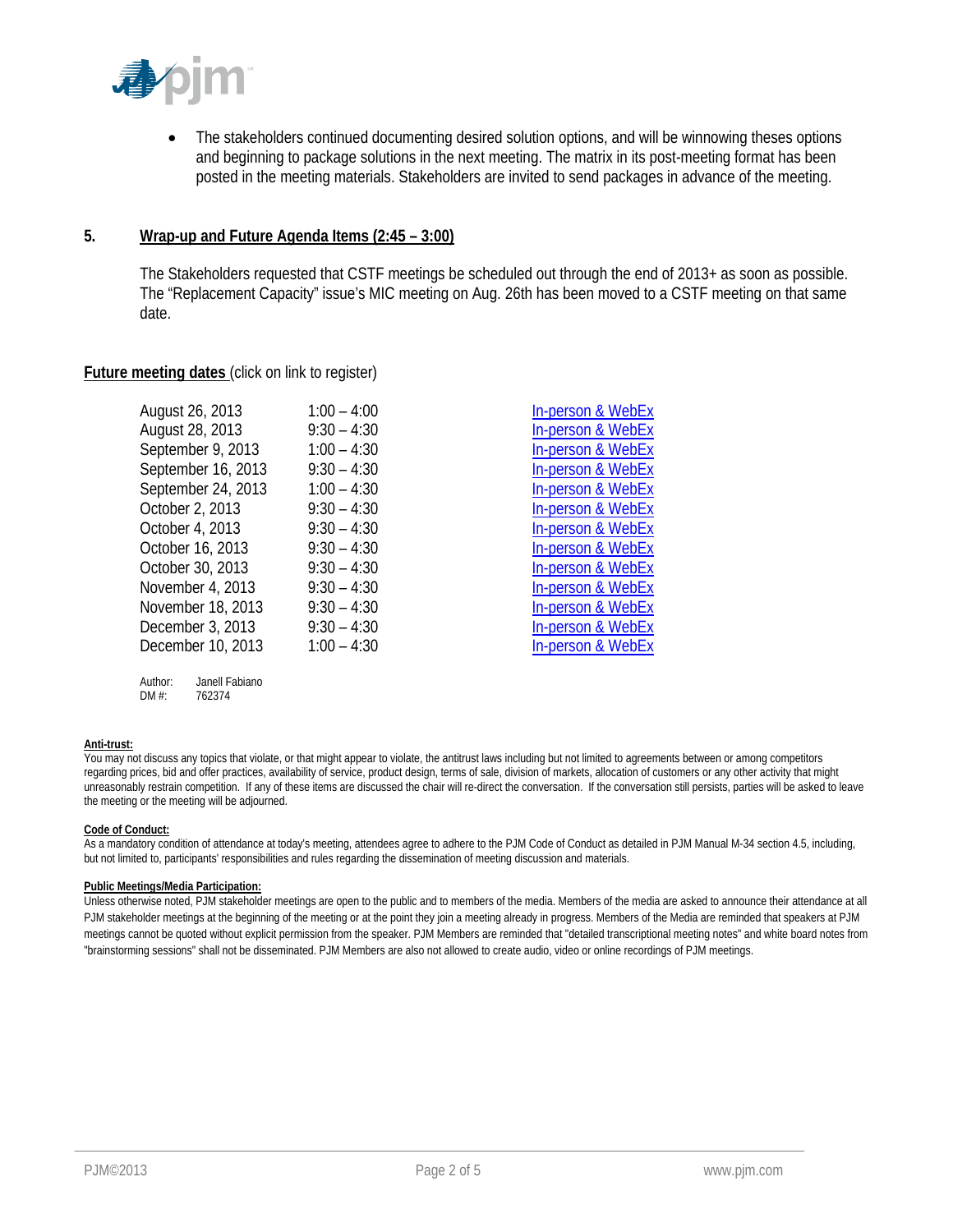- The stakeholders continued documenting desired solution options, and will be winnowing theses options and beginning to package solutions in the next meeting. The matrix in its post-meeting format has been posted in the meeting materials. Stakeholders are invited to send packages in advance of the meeting.

## 5. Wrap-up and Future Agenda Items (2:45 – 3:00)

The Stakeholders requested that CSTF meetings be scheduled out through the end of 2013+ as soon as possible. The "Replacement Capacity" issue's MIC meeting on Aug. 26th has been moved to a CSTF meeting on that same date.

**Future meeting dates** (click on link to register)

| | | |
|---|---|---|
| August 26, 2013 | 1:00 – 4:00 | In-person & WebEx |
| August 28, 2013 | 9:30 – 4:30 | In-person & WebEx |
| September 9, 2013 | 1:00 – 4:30 | In-person & WebEx |
| September 16, 2013 | 9:30 – 4:30 | In-person & WebEx |
| September 24, 2013 | 1:00 – 4:30 | In-person & WebEx |
| October 2, 2013 | 9:30 – 4:30 | In-person & WebEx |
| October 4, 2013 | 9:30 – 4:30 | In-person & WebEx |
| October 16, 2013 | 9:30 – 4:30 | In-person & WebEx |
| October 30, 2013 | 9:30 – 4:30 | In-person & WebEx |
| November 4, 2013 | 9:30 – 4:30 | In-person & WebEx |
| November 18, 2013 | 9:30 – 4:30 | In-person & WebEx |
| December 3, 2013 | 9:30 – 4:30 | In-person & WebEx |
| December 10, 2013 | 1:00 – 4:30 | In-person & WebEx |

Author: Janell Fabiano
DM #: 762374

**Anti-trust:**
You may not discuss any topics that violate, or that might appear to violate, the antitrust laws including but not limited to agreements between or among competitors regarding prices, bid and offer practices, availability of service, product design, terms of sale, division of markets, allocation of customers or any other activity that might unreasonably restrain competition. If any of these items are discussed the chair will re-direct the conversation. If the conversation still persists, parties will be asked to leave the meeting or the meeting will be adjourned.

**Code of Conduct:**
As a mandatory condition of attendance at today's meeting, attendees agree to adhere to the PJM Code of Conduct as detailed in PJM Manual M-34 section 4.5, including, but not limited to, participants' responsibilities and rules regarding the dissemination of meeting discussion and materials.

**Public Meetings/Media Participation:**
Unless otherwise noted, PJM stakeholder meetings are open to the public and to members of the media. Members of the media are asked to announce their attendance at all PJM stakeholder meetings at the beginning of the meeting or at the point they join a meeting already in progress. Members of the Media are reminded that speakers at PJM meetings cannot be quoted without explicit permission from the speaker. PJM Members are reminded that "detailed transcriptional meeting notes" and white board notes from "brainstorming sessions" shall not be disseminated. PJM Members are also not allowed to create audio, video or online recordings of PJM meetings.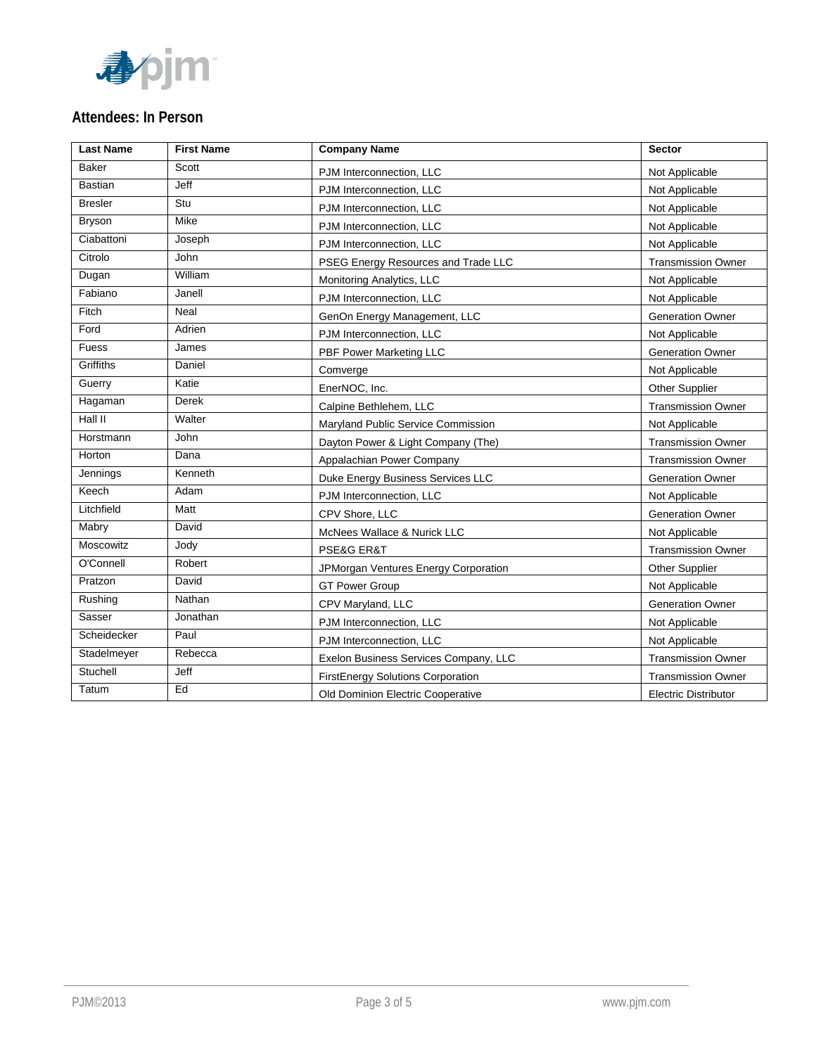## Attendees: In Person

| Last Name | First Name | Company Name | Sector |
|---|---|---|---|
| Baker | Scott | PJM Interconnection, LLC | Not Applicable |
| Bastian | Jeff | PJM Interconnection, LLC | Not Applicable |
| Bresler | Stu | PJM Interconnection, LLC | Not Applicable |
| Bryson | Mike | PJM Interconnection, LLC | Not Applicable |
| Ciabattoni | Joseph | PJM Interconnection, LLC | Not Applicable |
| Citrolo | John | PSEG Energy Resources and Trade LLC | Transmission Owner |
| Dugan | William | Monitoring Analytics, LLC | Not Applicable |
| Fabiano | Janell | PJM Interconnection, LLC | Not Applicable |
| Fitch | Neal | GenOn Energy Management, LLC | Generation Owner |
| Ford | Adrien | PJM Interconnection, LLC | Not Applicable |
| Fuess | James | PBF Power Marketing LLC | Generation Owner |
| Griffiths | Daniel | Comverge | Not Applicable |
| Guerry | Katie | EnerNOC, Inc. | Other Supplier |
| Hagaman | Derek | Calpine Bethlehem, LLC | Transmission Owner |
| Hall II | Walter | Maryland Public Service Commission | Not Applicable |
| Horstmann | John | Dayton Power & Light Company (The) | Transmission Owner |
| Horton | Dana | Appalachian Power Company | Transmission Owner |
| Jennings | Kenneth | Duke Energy Business Services LLC | Generation Owner |
| Keech | Adam | PJM Interconnection, LLC | Not Applicable |
| Litchfield | Matt | CPV Shore, LLC | Generation Owner |
| Mabry | David | McNees Wallace & Nurick LLC | Not Applicable |
| Moscowitz | Jody | PSE&G ER&T | Transmission Owner |
| O'Connell | Robert | JPMorgan Ventures Energy Corporation | Other Supplier |
| Pratzon | David | GT Power Group | Not Applicable |
| Rushing | Nathan | CPV Maryland, LLC | Generation Owner |
| Sasser | Jonathan | PJM Interconnection, LLC | Not Applicable |
| Scheidecker | Paul | PJM Interconnection, LLC | Not Applicable |
| Stadelmeyer | Rebecca | Exelon Business Services Company, LLC | Transmission Owner |
| Stuchell | Jeff | FirstEnergy Solutions Corporation | Transmission Owner |
| Tatum | Ed | Old Dominion Electric Cooperative | Electric Distributor |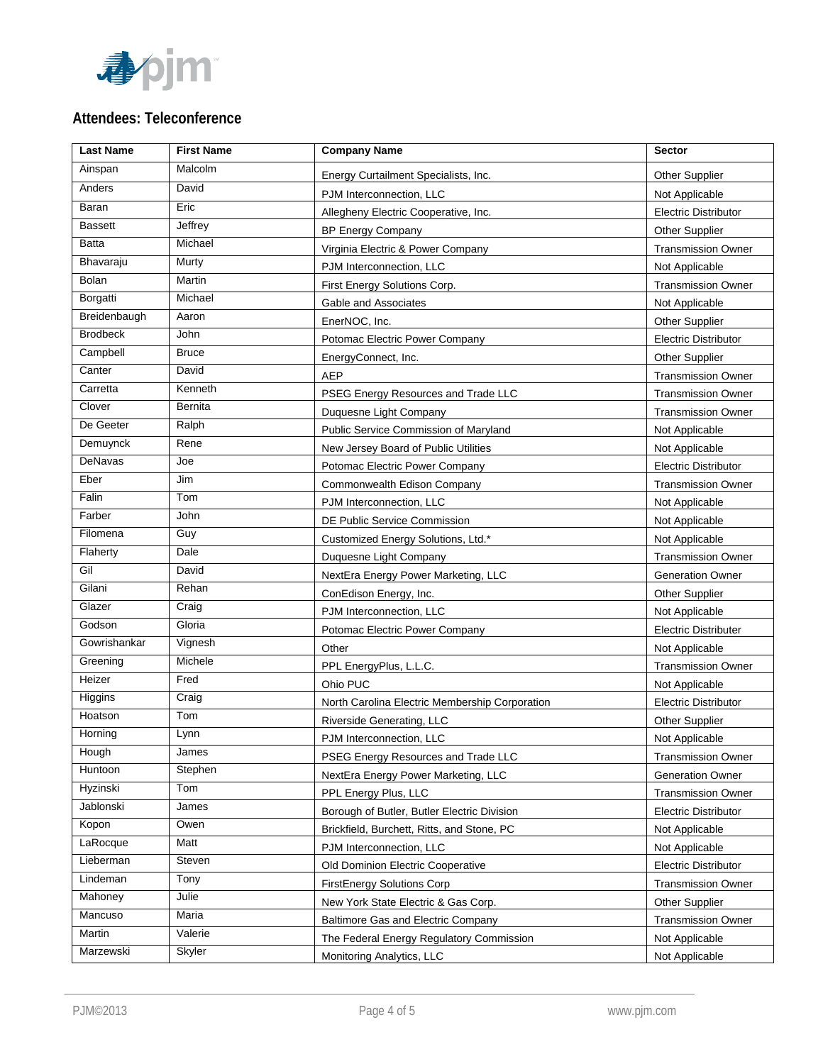## Attendees: Teleconference

| Last Name | First Name | Company Name | Sector |
|---|---|---|---|
| Ainspan | Malcolm | Energy Curtailment Specialists, Inc. | Other Supplier |
| Anders | David | PJM Interconnection, LLC | Not Applicable |
| Baran | Eric | Allegheny Electric Cooperative, Inc. | Electric Distributor |
| Bassett | Jeffrey | BP Energy Company | Other Supplier |
| Batta | Michael | Virginia Electric & Power Company | Transmission Owner |
| Bhavaraju | Murty | PJM Interconnection, LLC | Not Applicable |
| Bolan | Martin | First Energy Solutions Corp. | Transmission Owner |
| Borgatti | Michael | Gable and Associates | Not Applicable |
| Breidenbaugh | Aaron | EnerNOC, Inc. | Other Supplier |
| Brodbeck | John | Potomac Electric Power Company | Electric Distributor |
| Campbell | Bruce | EnergyConnect, Inc. | Other Supplier |
| Canter | David | AEP | Transmission Owner |
| Carretta | Kenneth | PSEG Energy Resources and Trade LLC | Transmission Owner |
| Clover | Bernita | Duquesne Light Company | Transmission Owner |
| De Geeter | Ralph | Public Service Commission of Maryland | Not Applicable |
| Demuynck | Rene | New Jersey Board of Public Utilities | Not Applicable |
| DeNavas | Joe | Potomac Electric Power Company | Electric Distributor |
| Eber | Jim | Commonwealth Edison Company | Transmission Owner |
| Falin | Tom | PJM Interconnection, LLC | Not Applicable |
| Farber | John | DE Public Service Commission | Not Applicable |
| Filomena | Guy | Customized Energy Solutions, Ltd.* | Not Applicable |
| Flaherty | Dale | Duquesne Light Company | Transmission Owner |
| Gil | David | NextEra Energy Power Marketing, LLC | Generation Owner |
| Gilani | Rehan | ConEdison Energy, Inc. | Other Supplier |
| Glazer | Craig | PJM Interconnection, LLC | Not Applicable |
| Godson | Gloria | Potomac Electric Power Company | Electric Distributer |
| Gowrishankar | Vignesh | Other | Not Applicable |
| Greening | Michele | PPL EnergyPlus, L.L.C. | Transmission Owner |
| Heizer | Fred | Ohio PUC | Not Applicable |
| Higgins | Craig | North Carolina Electric Membership Corporation | Electric Distributor |
| Hoatson | Tom | Riverside Generating, LLC | Other Supplier |
| Horning | Lynn | PJM Interconnection, LLC | Not Applicable |
| Hough | James | PSEG Energy Resources and Trade LLC | Transmission Owner |
| Huntoon | Stephen | NextEra Energy Power Marketing, LLC | Generation Owner |
| Hyzinski | Tom | PPL Energy Plus, LLC | Transmission Owner |
| Jablonski | James | Borough of Butler, Butler Electric Division | Electric Distributor |
| Kopon | Owen | Brickfield, Burchett, Ritts, and Stone, PC | Not Applicable |
| LaRocque | Matt | PJM Interconnection, LLC | Not Applicable |
| Lieberman | Steven | Old Dominion Electric Cooperative | Electric Distributor |
| Lindeman | Tony | FirstEnergy Solutions Corp | Transmission Owner |
| Mahoney | Julie | New York State Electric & Gas Corp. | Other Supplier |
| Mancuso | Maria | Baltimore Gas and Electric Company | Transmission Owner |
| Martin | Valerie | The Federal Energy Regulatory Commission | Not Applicable |
| Marzewski | Skyler | Monitoring Analytics, LLC | Not Applicable |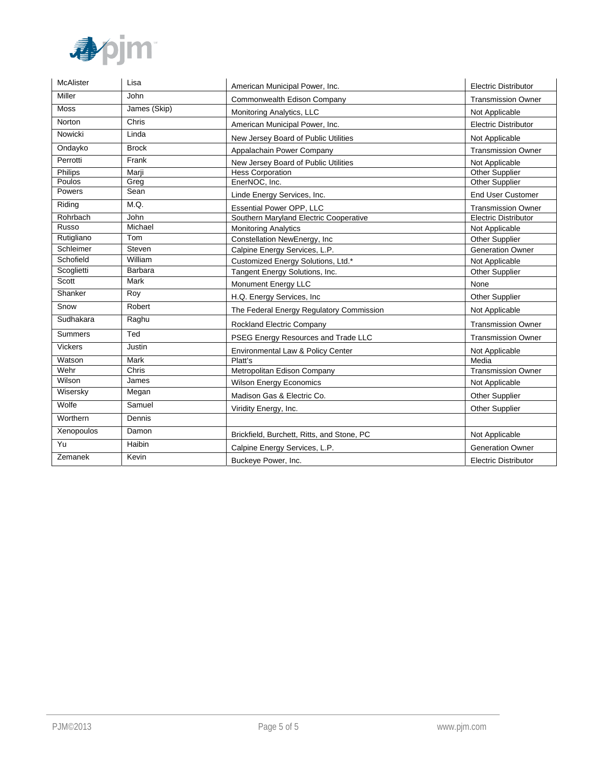| | | | |
|---|---|---|---|
| McAlister | Lisa | American Municipal Power, Inc. | Electric Distributor |
| Miller | John | Commonwealth Edison Company | Transmission Owner |
| Moss | James (Skip) | Monitoring Analytics, LLC | Not Applicable |
| Norton | Chris | American Municipal Power, Inc. | Electric Distributor |
| Nowicki | Linda | New Jersey Board of Public Utilities | Not Applicable |
| Ondayko | Brock | Appalachain Power Company | Transmission Owner |
| Perrotti | Frank | New Jersey Board of Public Utilities | Not Applicable |
| Philips | Marji | Hess Corporation | Other Supplier |
| Poulos | Greg | EnerNOC, Inc. | Other Supplier |
| Powers | Sean | Linde Energy Services, Inc. | End User Customer |
| Riding | M.Q. | Essential Power OPP, LLC | Transmission Owner |
| Rohrbach | John | Southern Maryland Electric Cooperative | Electric Distributor |
| Russo | Michael | Monitoring Analytics | Not Applicable |
| Rutigliano | Tom | Constellation NewEnergy, Inc | Other Supplier |
| Schleimer | Steven | Calpine Energy Services, L.P. | Generation Owner |
| Schofield | William | Customized Energy Solutions, Ltd.* | Not Applicable |
| Scoglietti | Barbara | Tangent Energy Solutions, Inc. | Other Supplier |
| Scott | Mark | Monument Energy LLC | None |
| Shanker | Roy | H.Q. Energy Services, Inc | Other Supplier |
| Snow | Robert | The Federal Energy Regulatory Commission | Not Applicable |
| Sudhakara | Raghu | Rockland Electric Company | Transmission Owner |
| Summers | Ted | PSEG Energy Resources and Trade LLC | Transmission Owner |
| Vickers | Justin | Environmental Law & Policy Center | Not Applicable |
| Watson | Mark | Platt's | Media |
| Wehr | Chris | Metropolitan Edison Company | Transmission Owner |
| Wilson | James | Wilson Energy Economics | Not Applicable |
| Wisersky | Megan | Madison Gas & Electric Co. | Other Supplier |
| Wolfe | Samuel | Viridity Energy, Inc. | Other Supplier |
| Worthern | Dennis | | |
| Xenopoulos | Damon | Brickfield, Burchett, Ritts, and Stone, PC | Not Applicable |
| Yu | Haibin | Calpine Energy Services, L.P. | Generation Owner |
| Zemanek | Kevin | Buckeye Power, Inc. | Electric Distributor |